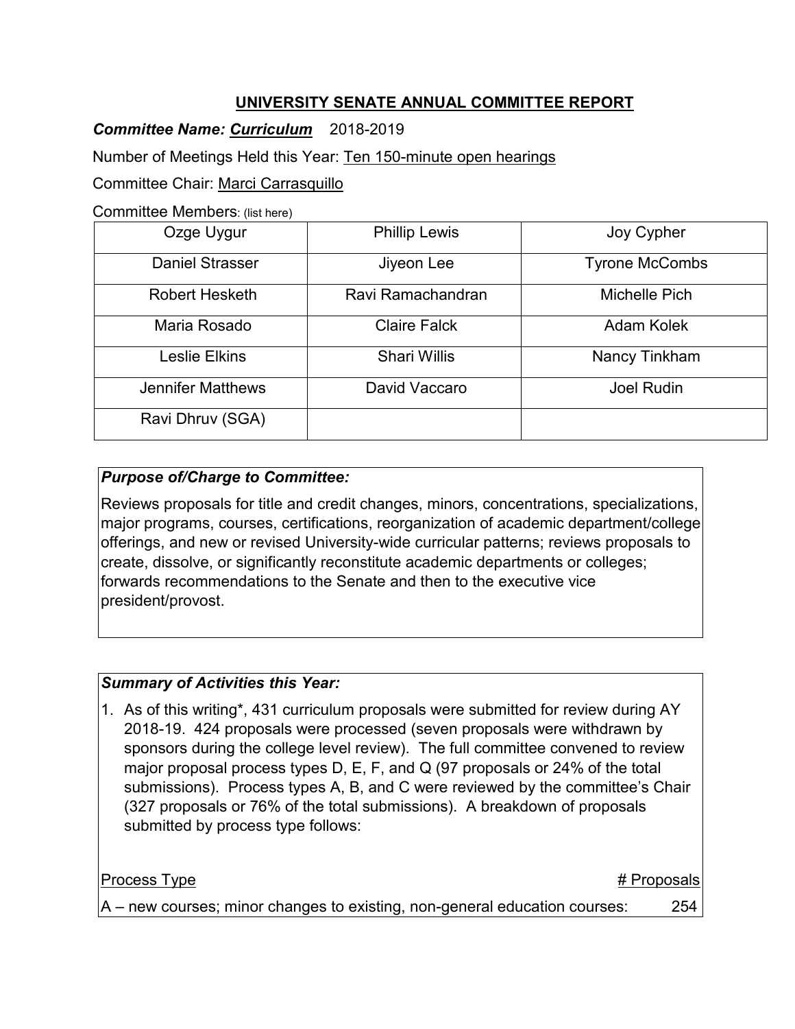# UNIVERSITY SENATE ANNUAL COMMITTEE REPORT

***Committee Name: Curriculum*** 2018-2019

Number of Meetings Held this Year: Ten 150-minute open hearings

Committee Chair: Marci Carrasquillo

Committee Members: (list here)

| | | |
|---|---|---|
| Ozge Uygur | Phillip Lewis | Joy Cypher |
| Daniel Strasser | Jiyeon Lee | Tyrone McCombs |
| Robert Hesketh | Ravi Ramachandran | Michelle Pich |
| Maria Rosado | Claire Falck | Adam Kolek |
| Leslie Elkins | Shari Willis | Nancy Tinkham |
| Jennifer Matthews | David Vaccaro | Joel Rudin |
| Ravi Dhruv (SGA) | | |

***Purpose of/Charge to Committee:***

Reviews proposals for title and credit changes, minors, concentrations, specializations, major programs, courses, certifications, reorganization of academic department/college offerings, and new or revised University-wide curricular patterns; reviews proposals to create, dissolve, or significantly reconstitute academic departments or colleges; forwards recommendations to the Senate and then to the executive vice president/provost.

***Summary of Activities this Year:***

1. As of this writing*, 431 curriculum proposals were submitted for review during AY 2018-19. 424 proposals were processed (seven proposals were withdrawn by sponsors during the college level review). The full committee convened to review major proposal process types D, E, F, and Q (97 proposals or 24% of the total submissions). Process types A, B, and C were reviewed by the committee's Chair (327 proposals or 76% of the total submissions). A breakdown of proposals submitted by process type follows:

| Process Type | # Proposals |
|---|---|
| A – new courses; minor changes to existing, non-general education courses: | 254 |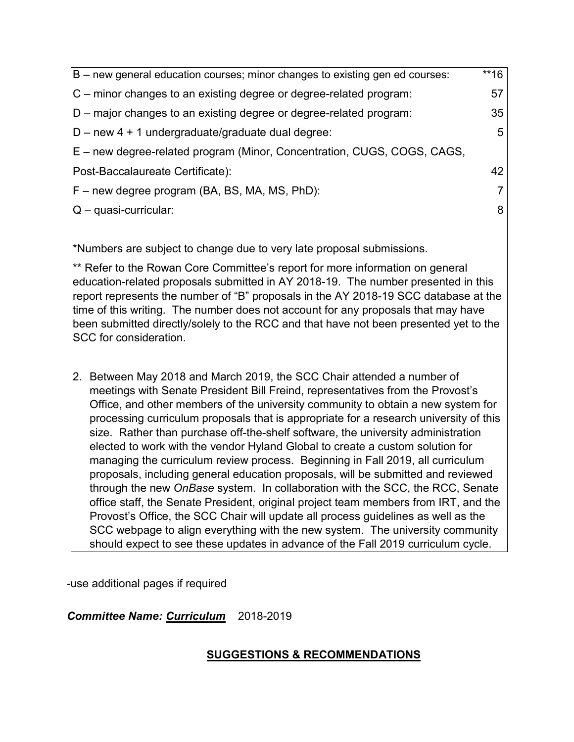| | |
|---|---|
| B – new general education courses; minor changes to existing gen ed courses: | **16 |
| C – minor changes to an existing degree or degree-related program: | 57 |
| D – major changes to an existing degree or degree-related program: | 35 |
| D – new 4 + 1 undergraduate/graduate dual degree: | 5 |
| E – new degree-related program (Minor, Concentration, CUGS, COGS, CAGS, Post-Baccalaureate Certificate): | 42 |
| F – new degree program (BA, BS, MA, MS, PhD): | 7 |
| Q – quasi-curricular: | 8 |

*Numbers are subject to change due to very late proposal submissions.

** Refer to the Rowan Core Committee's report for more information on general education-related proposals submitted in AY 2018-19. The number presented in this report represents the number of "B" proposals in the AY 2018-19 SCC database at the time of this writing. The number does not account for any proposals that may have been submitted directly/solely to the RCC and that have not been presented yet to the SCC for consideration.

2. Between May 2018 and March 2019, the SCC Chair attended a number of meetings with Senate President Bill Freind, representatives from the Provost's Office, and other members of the university community to obtain a new system for processing curriculum proposals that is appropriate for a research university of this size. Rather than purchase off-the-shelf software, the university administration elected to work with the vendor Hyland Global to create a custom solution for managing the curriculum review process. Beginning in Fall 2019, all curriculum proposals, including general education proposals, will be submitted and reviewed through the new *OnBase* system. In collaboration with the SCC, the RCC, Senate office staff, the Senate President, original project team members from IRT, and the Provost's Office, the SCC Chair will update all process guidelines as well as the SCC webpage to align everything with the new system. The university community should expect to see these updates in advance of the Fall 2019 curriculum cycle.

-use additional pages if required

***Committee Name: <u>Curriculum</u>*** 2018-2019

## <u>SUGGESTIONS & RECOMMENDATIONS</u>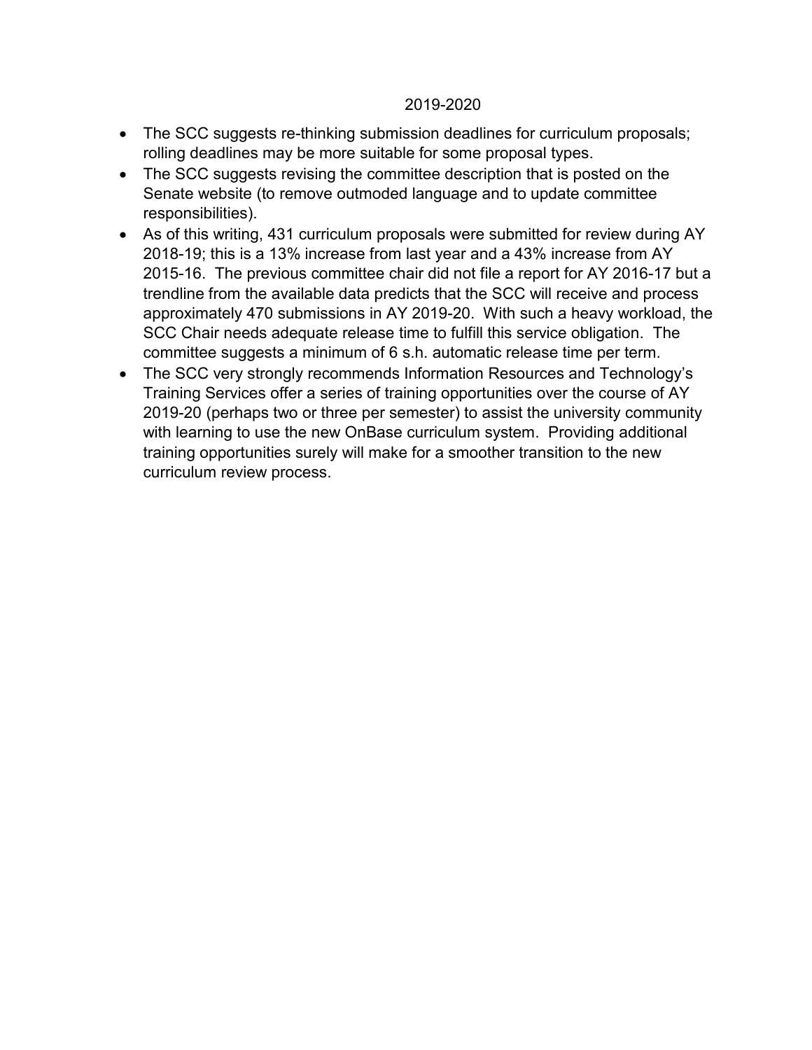2019-2020

- The SCC suggests re-thinking submission deadlines for curriculum proposals; rolling deadlines may be more suitable for some proposal types.
- The SCC suggests revising the committee description that is posted on the Senate website (to remove outmoded language and to update committee responsibilities).
- As of this writing, 431 curriculum proposals were submitted for review during AY 2018-19; this is a 13% increase from last year and a 43% increase from AY 2015-16. The previous committee chair did not file a report for AY 2016-17 but a trendline from the available data predicts that the SCC will receive and process approximately 470 submissions in AY 2019-20. With such a heavy workload, the SCC Chair needs adequate release time to fulfill this service obligation. The committee suggests a minimum of 6 s.h. automatic release time per term.
- The SCC very strongly recommends Information Resources and Technology's Training Services offer a series of training opportunities over the course of AY 2019-20 (perhaps two or three per semester) to assist the university community with learning to use the new OnBase curriculum system. Providing additional training opportunities surely will make for a smoother transition to the new curriculum review process.